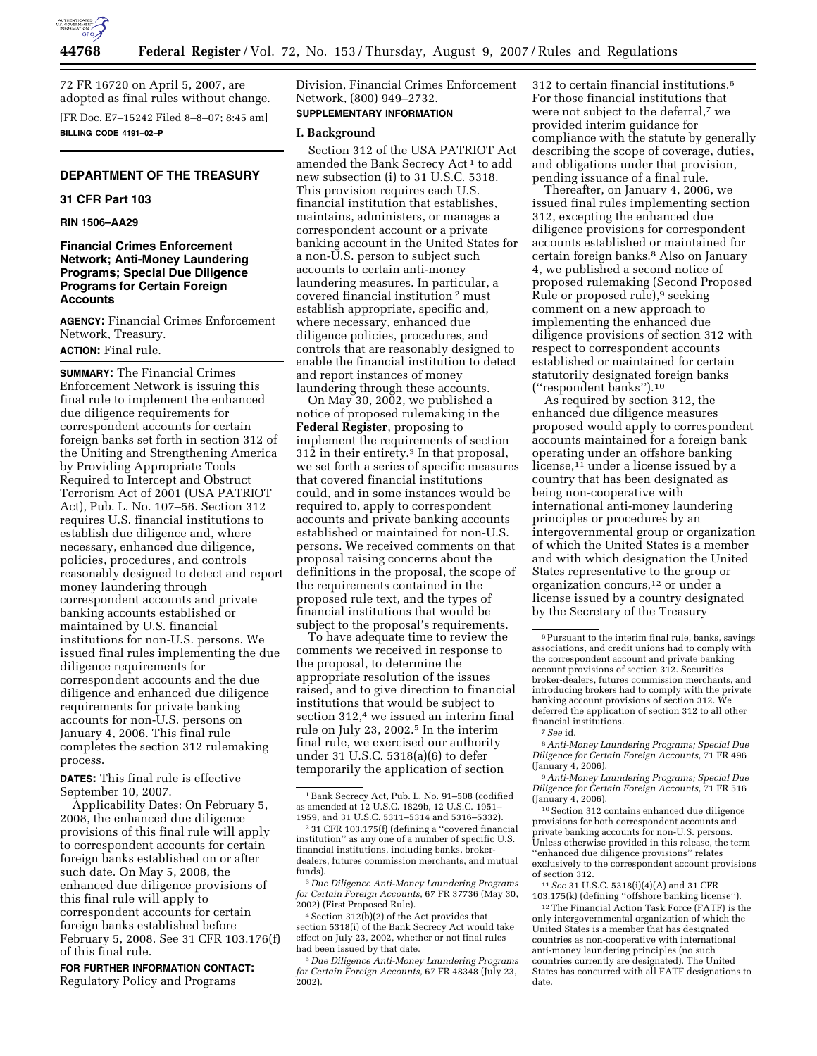72 FR 16720 on April 5, 2007, are adopted as final rules without change.

[FR Doc. E7–15242 Filed 8–8–07; 8:45 am]

**BILLING CODE 4191–02–P**

---

## DEPARTMENT OF THE TREASURY

### 31 CFR Part 103

**RIN 1506–AA29**

### Financial Crimes Enforcement Network; Anti-Money Laundering Programs; Special Due Diligence Programs for Certain Foreign Accounts

**AGENCY:** Financial Crimes Enforcement Network, Treasury.

**ACTION:** Final rule.

**SUMMARY:** The Financial Crimes Enforcement Network is issuing this final rule to implement the enhanced due diligence requirements for correspondent accounts for certain foreign banks set forth in section 312 of the Uniting and Strengthening America by Providing Appropriate Tools Required to Intercept and Obstruct Terrorism Act of 2001 (USA PATRIOT Act), Pub. L. No. 107–56. Section 312 requires U.S. financial institutions to establish due diligence and, where necessary, enhanced due diligence, policies, procedures, and controls reasonably designed to detect and report money laundering through correspondent accounts and private banking accounts established or maintained by U.S. financial institutions for non-U.S. persons. We issued final rules implementing the due diligence requirements for correspondent accounts and the due diligence and enhanced due diligence requirements for private banking accounts for non-U.S. persons on January 4, 2006. This final rule completes the section 312 rulemaking process.

**DATES:** This final rule is effective September 10, 2007.

Applicability Dates: On February 5, 2008, the enhanced due diligence provisions of this final rule will apply to correspondent accounts for certain foreign banks established on or after such date. On May 5, 2008, the enhanced due diligence provisions of this final rule will apply to correspondent accounts for certain foreign banks established before February 5, 2008. See 31 CFR 103.176(f) of this final rule.

**FOR FURTHER INFORMATION CONTACT:** Regulatory Policy and Programs Division, Financial Crimes Enforcement Network, (800) 949–2732.

**SUPPLEMENTARY INFORMATION**

**I. Background**

Section 312 of the USA PATRIOT Act amended the Bank Secrecy Act [1] to add new subsection (i) to 31 U.S.C. 5318. This provision requires each U.S. financial institution that establishes, maintains, administers, or manages a correspondent account or a private banking account in the United States for a non-U.S. person to subject such accounts to certain anti-money laundering measures. In particular, a covered financial institution [2] must establish appropriate, specific and, where necessary, enhanced due diligence policies, procedures, and controls that are reasonably designed to enable the financial institution to detect and report instances of money laundering through these accounts.

On May 30, 2002, we published a notice of proposed rulemaking in the **Federal Register**, proposing to implement the requirements of section 312 in their entirety.[3] In that proposal, we set forth a series of specific measures that covered financial institutions could, and in some instances would be required to, apply to correspondent accounts and private banking accounts established or maintained for non-U.S. persons. We received comments on that proposal raising concerns about the definitions in the proposal, the scope of the requirements contained in the proposed rule text, and the types of financial institutions that would be subject to the proposal's requirements.

To have adequate time to review the comments we received in response to the proposal, to determine the appropriate resolution of the issues raised, and to give direction to financial institutions that would be subject to section 312,[4] we issued an interim final rule on July 23, 2002.[5] In the interim final rule, we exercised our authority under 31 U.S.C. 5318(a)(6) to defer temporarily the application of section 312 to certain financial institutions.[6] For those financial institutions that were not subject to the deferral,[7] we provided interim guidance for compliance with the statute by generally describing the scope of coverage, duties, and obligations under that provision, pending issuance of a final rule.

Thereafter, on January 4, 2006, we issued final rules implementing section 312, excepting the enhanced due diligence provisions for correspondent accounts established or maintained for certain foreign banks.[8] Also on January 4, we published a second notice of proposed rulemaking (Second Proposed Rule or proposed rule),[9] seeking comment on a new approach to implementing the enhanced due diligence provisions of section 312 with respect to correspondent accounts established or maintained for certain statutorily designated foreign banks ("respondent banks").[10]

As required by section 312, the enhanced due diligence measures proposed would apply to correspondent accounts maintained for a foreign bank operating under an offshore banking license,[11] under a license issued by a country that has been designated as being non-cooperative with international anti-money laundering principles or procedures by an intergovernmental group or organization of which the United States is a member and with which designation the United States representative to the group or organization concurs,[12] or under a license issued by a country designated by the Secretary of the Treasury

---

[1] Bank Secrecy Act, Pub. L. No. 91–508 (codified as amended at 12 U.S.C. 1829b, 12 U.S.C. 1951–1959, and 31 U.S.C. 5311–5314 and 5316–5332).

[2] 31 CFR 103.175(f) (defining a "covered financial institution" as any one of a number of specific U.S. financial institutions, including banks, broker-dealers, futures commission merchants, and mutual funds).

[3] *Due Diligence Anti-Money Laundering Programs for Certain Foreign Accounts,* 67 FR 37736 (May 30, 2002) (First Proposed Rule).

[4] Section 312(b)(2) of the Act provides that section 5318(i) of the Bank Secrecy Act would take effect on July 23, 2002, whether or not final rules had been issued by that date.

[5] *Due Diligence Anti-Money Laundering Programs for Certain Foreign Accounts,* 67 FR 48348 (July 23, 2002).

[6] Pursuant to the interim final rule, banks, savings associations, and credit unions had to comply with the correspondent account and private banking account provisions of section 312. Securities broker-dealers, futures commission merchants, and introducing brokers had to comply with the private banking account provisions of section 312. We deferred the application of section 312 to all other financial institutions.

[7] *See* id.

[8] *Anti-Money Laundering Programs; Special Due Diligence for Certain Foreign Accounts,* 71 FR 496 (January 4, 2006).

[9] *Anti-Money Laundering Programs; Special Due Diligence for Certain Foreign Accounts,* 71 FR 516 (January 4, 2006).

[10] Section 312 contains enhanced due diligence provisions for both correspondent accounts and private banking accounts for non-U.S. persons. Unless otherwise provided in this release, the term "enhanced due diligence provisions" relates exclusively to the correspondent account provisions of section 312.

[11] *See* 31 U.S.C. 5318(i)(4)(A) and 31 CFR 103.175(k) (defining "offshore banking license").

[12] The Financial Action Task Force (FATF) is the only intergovernmental organization of which the United States is a member that has designated countries as non-cooperative with international anti-money laundering principles (no such countries currently are designated). The United States has concurred with all FATF designations to date.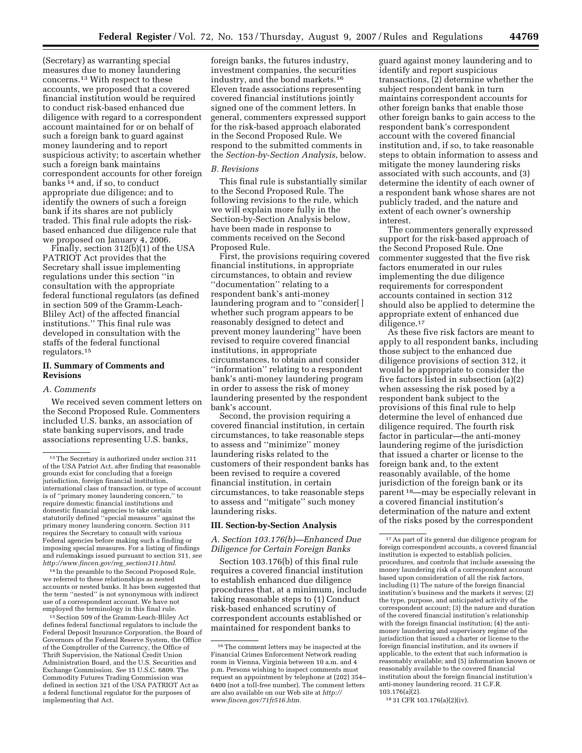(Secretary) as warranting special measures due to money laundering concerns.[13] With respect to these accounts, we proposed that a covered financial institution would be required to conduct risk-based enhanced due diligence with regard to a correspondent account maintained for or on behalf of such a foreign bank to guard against money laundering and to report suspicious activity; to ascertain whether such a foreign bank maintains correspondent accounts for other foreign banks[14] and, if so, to conduct appropriate due diligence; and to identify the owners of such a foreign bank if its shares are not publicly traded. This final rule adopts the risk-based enhanced due diligence rule that we proposed on January 4, 2006.

Finally, section 312(b)(1) of the USA PATRIOT Act provides that the Secretary shall issue implementing regulations under this section ''in consultation with the appropriate federal functional regulators (as defined in section 509 of the Gramm-Leach-Bliley Act) of the affected financial institutions.'' This final rule was developed in consultation with the staffs of the federal functional regulators.[15]

## II. Summary of Comments and Revisions

### A. Comments

We received seven comment letters on the Second Proposed Rule. Commenters included U.S. banks, an association of state banking supervisors, and trade associations representing U.S. banks, foreign banks, the futures industry, investment companies, the securities industry, and the bond markets.[16] Eleven trade associations representing covered financial institutions jointly signed one of the comment letters. In general, commenters expressed support for the risk-based approach elaborated in the Second Proposed Rule. We respond to the submitted comments in the *Section-by-Section Analysis*, below.

### B. Revisions

This final rule is substantially similar to the Second Proposed Rule. The following revisions to the rule, which we will explain more fully in the Section-by-Section Analysis below, have been made in response to comments received on the Second Proposed Rule.

First, the provisions requiring covered financial institutions, in appropriate circumstances, to obtain and review ''documentation'' relating to a respondent bank's anti-money laundering program and to ''consider[ ] whether such program appears to be reasonably designed to detect and prevent money laundering'' have been revised to require covered financial institutions, in appropriate circumstances, to obtain and consider ''information'' relating to a respondent bank's anti-money laundering program in order to assess the risk of money laundering presented by the respondent bank's account.

Second, the provision requiring a covered financial institution, in certain circumstances, to take reasonable steps to assess and ''minimize'' money laundering risks related to the customers of their respondent banks has been revised to require a covered financial institution, in certain circumstances, to take reasonable steps to assess and ''mitigate'' such money laundering risks.

## III. Section-by-Section Analysis

### A. Section 103.176(b)—Enhanced Due Diligence for Certain Foreign Banks

Section 103.176(b) of this final rule requires a covered financial institution to establish enhanced due diligence procedures that, at a minimum, include taking reasonable steps to (1) Conduct risk-based enhanced scrutiny of correspondent accounts established or maintained for respondent banks to guard against money laundering and to identify and report suspicious transactions, (2) determine whether the subject respondent bank in turn maintains correspondent accounts for other foreign banks that enable those other foreign banks to gain access to the respondent bank's correspondent account with the covered financial institution and, if so, to take reasonable steps to obtain information to assess and mitigate the money laundering risks associated with such accounts, and (3) determine the identity of each owner of a respondent bank whose shares are not publicly traded, and the nature and extent of each owner's ownership interest.

The commenters generally expressed support for the risk-based approach of the Second Proposed Rule. One commenter suggested that the five risk factors enumerated in our rules implementing the due diligence requirements for correspondent accounts contained in section 312 should also be applied to determine the appropriate extent of enhanced due diligence.[17]

As these five risk factors are meant to apply to all respondent banks, including those subject to the enhanced due diligence provisions of section 312, it would be appropriate to consider the five factors listed in subsection (a)(2) when assessing the risk posed by a respondent bank subject to the provisions of this final rule to help determine the level of enhanced due diligence required. The fourth risk factor in particular—the anti-money laundering regime of the jurisdiction that issued a charter or license to the foreign bank and, to the extent reasonably available, of the home jurisdiction of the foreign bank or its parent[18]—may be especially relevant in a covered financial institution's determination of the nature and extent of the risks posed by the correspondent

---

[13] The Secretary is authorized under section 311 of the USA Patriot Act, after finding that reasonable grounds exist for concluding that a foreign jurisdiction, foreign financial institution, international class of transaction, or type of account is of ''primary money laundering concern,'' to require domestic financial institutions and domestic financial agencies to take certain statutorily defined ''special measures'' against the primary money laundering concern. Section 311 requires the Secretary to consult with various Federal agencies before making such a finding or imposing special measures. For a listing of findings and rulemakings issued pursuant to section 311, *see http://www.fincen.gov/reg_section311.html.*

[14] In the preamble to the Second Proposed Rule, we referred to these relationships as nested accounts or nested banks. It has been suggested that the term ''nested'' is not synonymous with indirect use of a correspondent account. We have not employed the terminology in this final rule.

[15] Section 509 of the Gramm-Leach-Bliley Act defines federal functional regulators to include the Federal Deposit Insurance Corporation, the Board of Governors of the Federal Reserve System, the Office of the Comptroller of the Currency, the Office of Thrift Supervision, the National Credit Union Administration Board, and the U.S. Securities and Exchange Commission. *See* 15 U.S.C. 6809. The Commodity Futures Trading Commission was defined in section 321 of the USA PATRIOT Act as a federal functional regulator for the purposes of implementing that Act.

[16] The comment letters may be inspected at the Financial Crimes Enforcement Network reading room in Vienna, Virginia between 10 a.m. and 4 p.m. Persons wishing to inspect comments must request an appointment by telephone at (202) 354–6400 (not a toll-free number). The comment letters are also available on our Web site at *http://www.fincen.gov/71fr516.htm.*

[17] As part of its general due diligence program for foreign correspondent accounts, a covered financial institution is expected to establish policies, procedures, and controls that include assessing the money laundering risk of a correspondent account based upon consideration of all the risk factors, including (1) The nature of the foreign financial institution's business and the markets it serves; (2) the type, purpose, and anticipated activity of the correspondent account; (3) the nature and duration of the covered financial institution's relationship with the foreign financial institution; (4) the anti-money laundering and supervisory regime of the jurisdiction that issued a charter or license to the foreign financial institution, and its owners if applicable, to the extent that such information is reasonably available; and (5) information known or reasonably available to the covered financial institution about the foreign financial institution's anti-money laundering record. 31 C.F.R. 103.176(a)(2).

[18] 31 CFR 103.176(a)(2)(iv).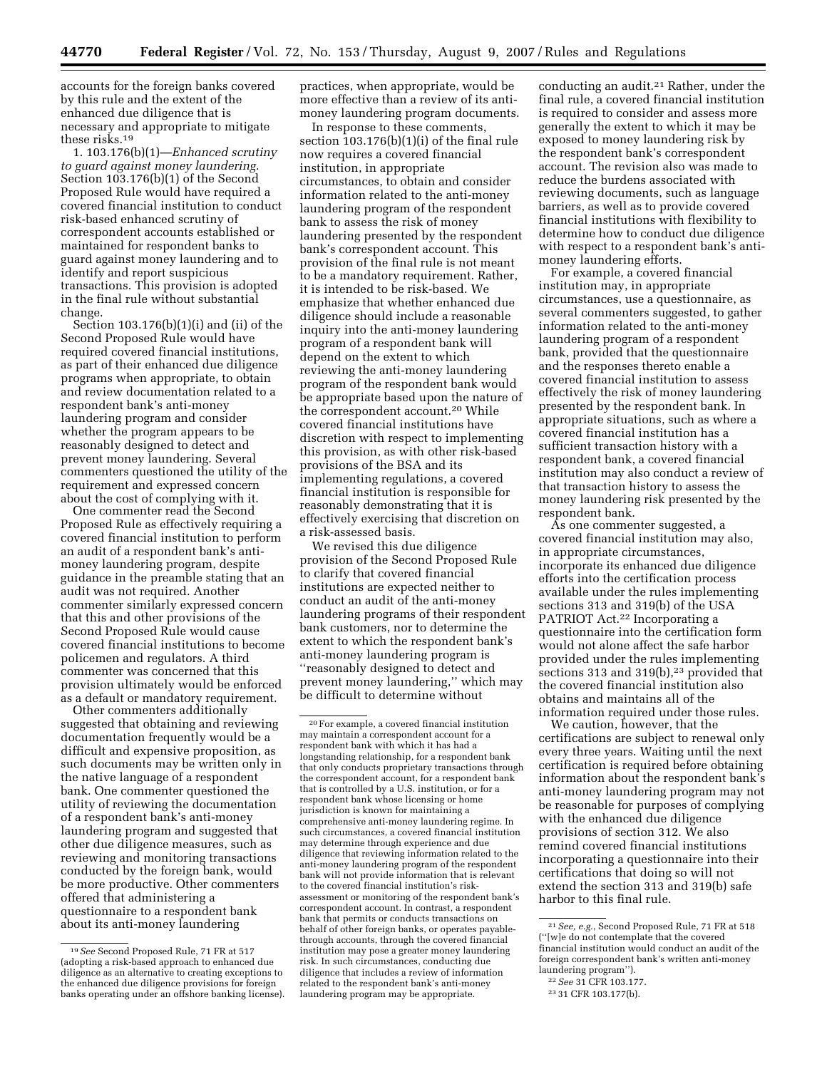accounts for the foreign banks covered by this rule and the extent of the enhanced due diligence that is necessary and appropriate to mitigate these risks.[19]

1. 103.176(b)(1)—*Enhanced scrutiny to guard against money laundering.* Section 103.176(b)(1) of the Second Proposed Rule would have required a covered financial institution to conduct risk-based enhanced scrutiny of correspondent accounts established or maintained for respondent banks to guard against money laundering and to identify and report suspicious transactions. This provision is adopted in the final rule without substantial change.

Section 103.176(b)(1)(i) and (ii) of the Second Proposed Rule would have required covered financial institutions, as part of their enhanced due diligence programs when appropriate, to obtain and review documentation related to a respondent bank's anti-money laundering program and consider whether the program appears to be reasonably designed to detect and prevent money laundering. Several commenters questioned the utility of the requirement and expressed concern about the cost of complying with it.

One commenter read the Second Proposed Rule as effectively requiring a covered financial institution to perform an audit of a respondent bank's anti-money laundering program, despite guidance in the preamble stating that an audit was not required. Another commenter similarly expressed concern that this and other provisions of the Second Proposed Rule would cause covered financial institutions to become policemen and regulators. A third commenter was concerned that this provision ultimately would be enforced as a default or mandatory requirement.

Other commenters additionally suggested that obtaining and reviewing documentation frequently would be a difficult and expensive proposition, as such documents may be written only in the native language of a respondent bank. One commenter questioned the utility of reviewing the documentation of a respondent bank's anti-money laundering program and suggested that other due diligence measures, such as reviewing and monitoring transactions conducted by the foreign bank, would be more productive. Other commenters offered that administering a questionnaire to a respondent bank about its anti-money laundering practices, when appropriate, would be more effective than a review of its anti-money laundering program documents.

In response to these comments, section 103.176(b)(1)(i) of the final rule now requires a covered financial institution, in appropriate circumstances, to obtain and consider information related to the anti-money laundering program of the respondent bank to assess the risk of money laundering presented by the respondent bank's correspondent account. This provision of the final rule is not meant to be a mandatory requirement. Rather, it is intended to be risk-based. We emphasize that whether enhanced due diligence should include a reasonable inquiry into the anti-money laundering program of a respondent bank will depend on the extent to which reviewing the anti-money laundering program of the respondent bank would be appropriate based upon the nature of the correspondent account.[20] While covered financial institutions have discretion with respect to implementing this provision, as with other risk-based provisions of the BSA and its implementing regulations, a covered financial institution is responsible for reasonably demonstrating that it is effectively exercising that discretion on a risk-assessed basis.

We revised this due diligence provision of the Second Proposed Rule to clarify that covered financial institutions are expected neither to conduct an audit of the anti-money laundering programs of their respondent bank customers, nor to determine the extent to which the respondent bank's anti-money laundering program is "reasonably designed to detect and prevent money laundering," which may be difficult to determine without conducting an audit.[21] Rather, under the final rule, a covered financial institution is required to consider and assess more generally the extent to which it may be exposed to money laundering risk by the respondent bank's correspondent account. The revision also was made to reduce the burdens associated with reviewing documents, such as language barriers, as well as to provide covered financial institutions with flexibility to determine how to conduct due diligence with respect to a respondent bank's anti-money laundering efforts.

For example, a covered financial institution may, in appropriate circumstances, use a questionnaire, as several commenters suggested, to gather information related to the anti-money laundering program of a respondent bank, provided that the questionnaire and the responses thereto enable a covered financial institution to assess effectively the risk of money laundering presented by the respondent bank. In appropriate situations, such as where a covered financial institution has a sufficient transaction history with a respondent bank, a covered financial institution may also conduct a review of that transaction history to assess the money laundering risk presented by the respondent bank.

As one commenter suggested, a covered financial institution may also, in appropriate circumstances, incorporate its enhanced due diligence efforts into the certification process available under the rules implementing sections 313 and 319(b) of the USA PATRIOT Act.[22] Incorporating a questionnaire into the certification form would not alone affect the safe harbor provided under the rules implementing sections 313 and 319(b),[23] provided that the covered financial institution also obtains and maintains all of the information required under those rules.

We caution, however, that the certifications are subject to renewal only every three years. Waiting until the next certification is required before obtaining information about the respondent bank's anti-money laundering program may not be reasonable for purposes of complying with the enhanced due diligence provisions of section 312. We also remind covered financial institutions incorporating a questionnaire into their certifications that doing so will not extend the section 313 and 319(b) safe harbor to this final rule.

---

[19] *See* Second Proposed Rule, 71 FR at 517 (adopting a risk-based approach to enhanced due diligence as an alternative to creating exceptions to the enhanced due diligence provisions for foreign banks operating under an offshore banking license).

[20] For example, a covered financial institution may maintain a correspondent account for a respondent bank with which it has had a longstanding relationship, for a respondent bank that only conducts proprietary transactions through the correspondent account, for a respondent bank that is controlled by a U.S. institution, or for a respondent bank whose licensing or home jurisdiction is known for maintaining a comprehensive anti-money laundering regime. In such circumstances, a covered financial institution may determine through experience and due diligence that reviewing information related to the anti-money laundering program of the respondent bank will not provide information that is relevant to the covered financial institution's risk-assessment or monitoring of the respondent bank's correspondent account. In contrast, a respondent bank that permits or conducts transactions on behalf of other foreign banks, or operates payable-through accounts, through the covered financial institution may pose a greater money laundering risk. In such circumstances, conducting due diligence that includes a review of information related to the respondent bank's anti-money laundering program may be appropriate.

[21] *See, e.g.*, Second Proposed Rule, 71 FR at 518 ("[w]e do not contemplate that the covered financial institution would conduct an audit of the foreign correspondent bank's written anti-money laundering program").

[22] *See* 31 CFR 103.177.

[23] 31 CFR 103.177(b).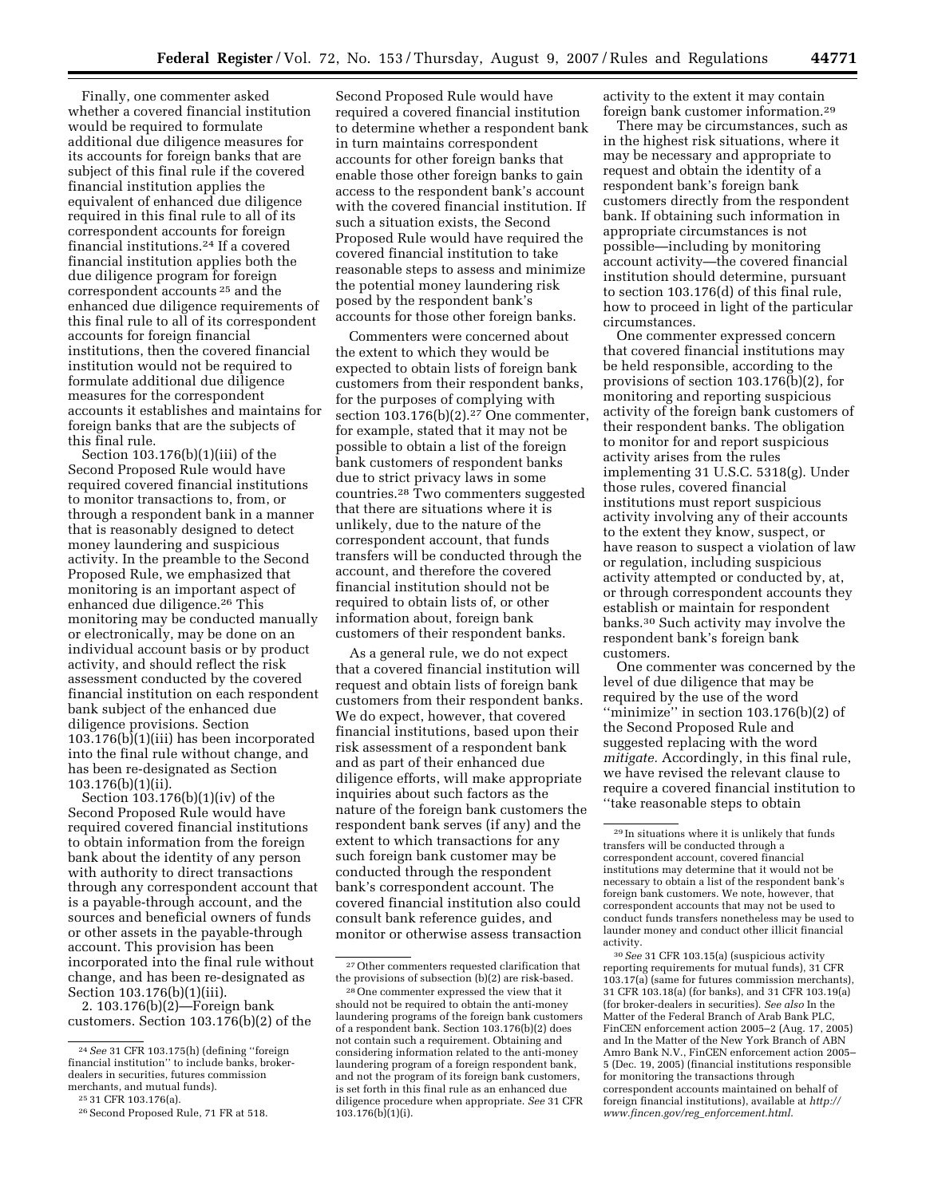Finally, one commenter asked whether a covered financial institution would be required to formulate additional due diligence measures for its accounts for foreign banks that are subject of this final rule if the covered financial institution applies the equivalent of enhanced due diligence required in this final rule to all of its correspondent accounts for foreign financial institutions.[24] If a covered financial institution applies both the due diligence program for foreign correspondent accounts [25] and the enhanced due diligence requirements of this final rule to all of its correspondent accounts for foreign financial institutions, then the covered financial institution would not be required to formulate additional due diligence measures for the correspondent accounts it establishes and maintains for foreign banks that are the subjects of this final rule.

Section 103.176(b)(1)(iii) of the Second Proposed Rule would have required covered financial institutions to monitor transactions to, from, or through a respondent bank in a manner that is reasonably designed to detect money laundering and suspicious activity. In the preamble to the Second Proposed Rule, we emphasized that monitoring is an important aspect of enhanced due diligence.[26] This monitoring may be conducted manually or electronically, may be done on an individual account basis or by product activity, and should reflect the risk assessment conducted by the covered financial institution on each respondent bank subject of the enhanced due diligence provisions. Section 103.176(b)(1)(iii) has been incorporated into the final rule without change, and has been re-designated as Section 103.176(b)(1)(ii).

Section 103.176(b)(1)(iv) of the Second Proposed Rule would have required covered financial institutions to obtain information from the foreign bank about the identity of any person with authority to direct transactions through any correspondent account that is a payable-through account, and the sources and beneficial owners of funds or other assets in the payable-through account. This provision has been incorporated into the final rule without change, and has been re-designated as Section 103.176(b)(1)(iii).

2. 103.176(b)(2)—Foreign bank customers. Section 103.176(b)(2) of the Second Proposed Rule would have required a covered financial institution to determine whether a respondent bank in turn maintains correspondent accounts for other foreign banks that enable those other foreign banks to gain access to the respondent bank's account with the covered financial institution. If such a situation exists, the Second Proposed Rule would have required the covered financial institution to take reasonable steps to assess and minimize the potential money laundering risk posed by the respondent bank's accounts for those other foreign banks.

Commenters were concerned about the extent to which they would be expected to obtain lists of foreign bank customers from their respondent banks, for the purposes of complying with section 103.176(b)(2).[27] One commenter, for example, stated that it may not be possible to obtain a list of the foreign bank customers of respondent banks due to strict privacy laws in some countries.[28] Two commenters suggested that there are situations where it is unlikely, due to the nature of the correspondent account, that funds transfers will be conducted through the account, and therefore the covered financial institution should not be required to obtain lists of, or other information about, foreign bank customers of their respondent banks.

As a general rule, we do not expect that a covered financial institution will request and obtain lists of foreign bank customers from their respondent banks. We do expect, however, that covered financial institutions, based upon their risk assessment of a respondent bank and as part of their enhanced due diligence efforts, will make appropriate inquiries about such factors as the nature of the foreign bank customers the respondent bank serves (if any) and the extent to which transactions for any such foreign bank customer may be conducted through the respondent bank's correspondent account. The covered financial institution also could consult bank reference guides, and monitor or otherwise assess transaction activity to the extent it may contain foreign bank customer information.[29]

There may be circumstances, such as in the highest risk situations, where it may be necessary and appropriate to request and obtain the identity of a respondent bank's foreign bank customers directly from the respondent bank. If obtaining such information in appropriate circumstances is not possible—including by monitoring account activity—the covered financial institution should determine, pursuant to section 103.176(d) of this final rule, how to proceed in light of the particular circumstances.

One commenter expressed concern that covered financial institutions may be held responsible, according to the provisions of section 103.176(b)(2), for monitoring and reporting suspicious activity of the foreign bank customers of their respondent banks. The obligation to monitor for and report suspicious activity arises from the rules implementing 31 U.S.C. 5318(g). Under those rules, covered financial institutions must report suspicious activity involving any of their accounts to the extent they know, suspect, or have reason to suspect a violation of law or regulation, including suspicious activity attempted or conducted by, at, or through correspondent accounts they establish or maintain for respondent banks.[30] Such activity may involve the respondent bank's foreign bank customers.

One commenter was concerned by the level of due diligence that may be required by the use of the word "minimize" in section 103.176(b)(2) of the Second Proposed Rule and suggested replacing with the word *mitigate.* Accordingly, in this final rule, we have revised the relevant clause to require a covered financial institution to "take reasonable steps to obtain

---

[24] *See* 31 CFR 103.175(h) (defining "foreign financial institution" to include banks, broker-dealers in securities, futures commission merchants, and mutual funds).

[25] 31 CFR 103.176(a).

[26] Second Proposed Rule, 71 FR at 518.

[27] Other commenters requested clarification that the provisions of subsection (b)(2) are risk-based.

[28] One commenter expressed the view that it should not be required to obtain the anti-money laundering programs of the foreign bank customers of a respondent bank. Section 103.176(b)(2) does not contain such a requirement. Obtaining and considering information related to the anti-money laundering program of a foreign respondent bank, and not the program of its foreign bank customers, is set forth in this final rule as an enhanced due diligence procedure when appropriate. *See* 31 CFR 103.176(b)(1)(i).

[29] In situations where it is unlikely that funds transfers will be conducted through a correspondent account, covered financial institutions may determine that it would not be necessary to obtain a list of the respondent bank's foreign bank customers. We note, however, that correspondent accounts that may not be used to conduct funds transfers nonetheless may be used to launder money and conduct other illicit financial activity.

[30] *See* 31 CFR 103.15(a) (suspicious activity reporting requirements for mutual funds), 31 CFR 103.17(a) (same for futures commission merchants), 31 CFR 103.18(a) (for banks), and 31 CFR 103.19(a) (for broker-dealers in securities). *See also* In the Matter of the Federal Branch of Arab Bank PLC, FinCEN enforcement action 2005–2 (Aug. 17, 2005) and In the Matter of the New York Branch of ABN Amro Bank N.V., FinCEN enforcement action 2005–5 (Dec. 19, 2005) (financial institutions responsible for monitoring the transactions through correspondent accounts maintained on behalf of foreign financial institutions), available at *http://www.fincen.gov/reg_enforcement.html*.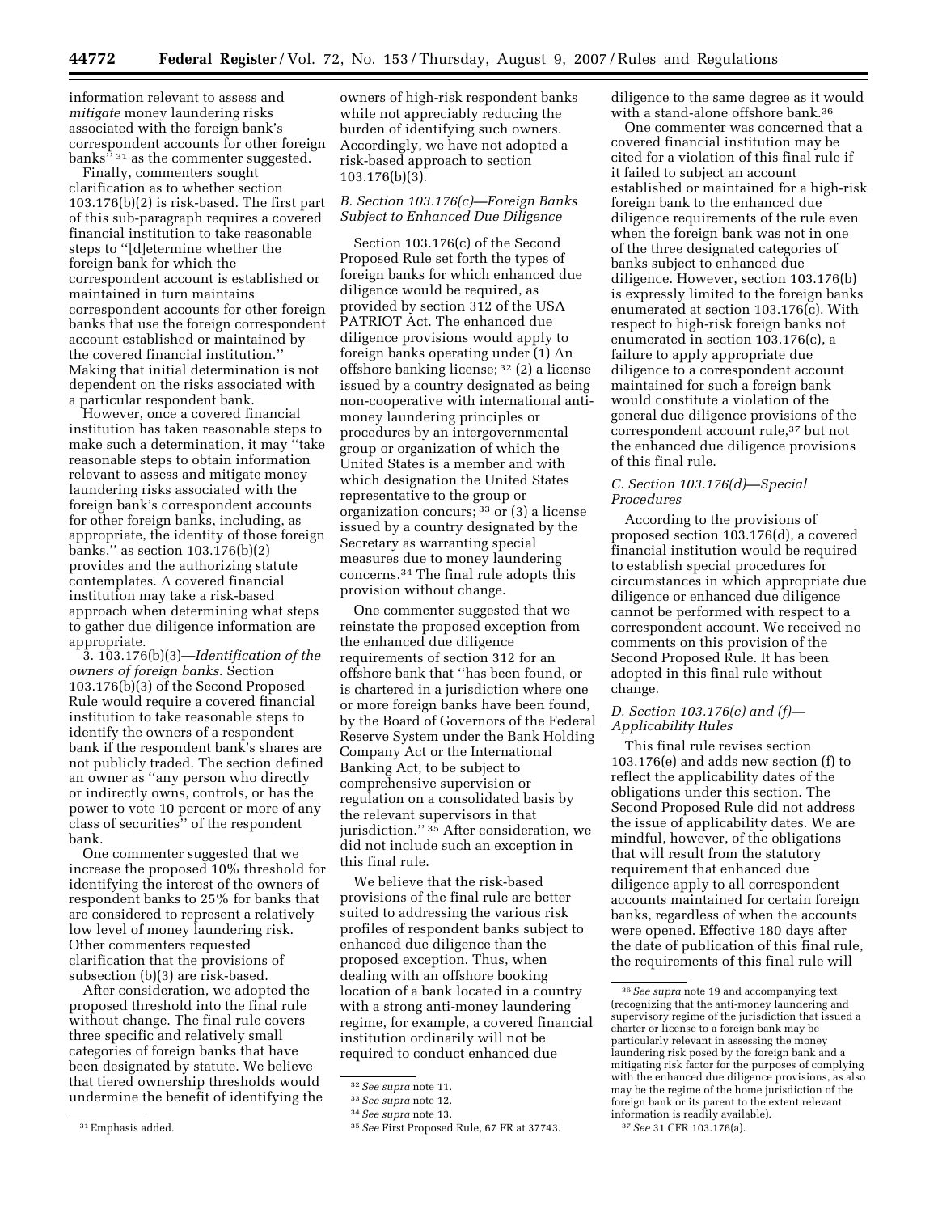information relevant to assess and *mitigate* money laundering risks associated with the foreign bank's correspondent accounts for other foreign banks'' [31] as the commenter suggested.

Finally, commenters sought clarification as to whether section 103.176(b)(2) is risk-based. The first part of this sub-paragraph requires a covered financial institution to take reasonable steps to ''[d]etermine whether the foreign bank for which the correspondent account is established or maintained in turn maintains correspondent accounts for other foreign banks that use the foreign correspondent account established or maintained by the covered financial institution.'' Making that initial determination is not dependent on the risks associated with a particular respondent bank.

However, once a covered financial institution has taken reasonable steps to make such a determination, it may ''take reasonable steps to obtain information relevant to assess and mitigate money laundering risks associated with the foreign bank's correspondent accounts for other foreign banks, including, as appropriate, the identity of those foreign banks,'' as section 103.176(b)(2) provides and the authorizing statute contemplates. A covered financial institution may take a risk-based approach when determining what steps to gather due diligence information are appropriate.

3. 103.176(b)(3)—*Identification of the owners of foreign banks.* Section 103.176(b)(3) of the Second Proposed Rule would require a covered financial institution to take reasonable steps to identify the owners of a respondent bank if the respondent bank's shares are not publicly traded. The section defined an owner as ''any person who directly or indirectly owns, controls, or has the power to vote 10 percent or more of any class of securities'' of the respondent bank.

One commenter suggested that we increase the proposed 10% threshold for identifying the interest of the owners of respondent banks to 25% for banks that are considered to represent a relatively low level of money laundering risk. Other commenters requested clarification that the provisions of subsection (b)(3) are risk-based.

After consideration, we adopted the proposed threshold into the final rule without change. The final rule covers three specific and relatively small categories of foreign banks that have been designated by statute. We believe that tiered ownership thresholds would undermine the benefit of identifying the owners of high-risk respondent banks while not appreciably reducing the burden of identifying such owners. Accordingly, we have not adopted a risk-based approach to section 103.176(b)(3).

### B. Section 103.176(c)—Foreign Banks Subject to Enhanced Due Diligence

Section 103.176(c) of the Second Proposed Rule set forth the types of foreign banks for which enhanced due diligence would be required, as provided by section 312 of the USA PATRIOT Act. The enhanced due diligence provisions would apply to foreign banks operating under (1) An offshore banking license; [32] (2) a license issued by a country designated as being non-cooperative with international anti-money laundering principles or procedures by an intergovernmental group or organization of which the United States is a member and with which designation the United States representative to the group or organization concurs; [33] or (3) a license issued by a country designated by the Secretary as warranting special measures due to money laundering concerns.[34] The final rule adopts this provision without change.

One commenter suggested that we reinstate the proposed exception from the enhanced due diligence requirements of section 312 for an offshore bank that ''has been found, or is chartered in a jurisdiction where one or more foreign banks have been found, by the Board of Governors of the Federal Reserve System under the Bank Holding Company Act or the International Banking Act, to be subject to comprehensive supervision or regulation on a consolidated basis by the relevant supervisors in that jurisdiction.'' [35] After consideration, we did not include such an exception in this final rule.

We believe that the risk-based provisions of the final rule are better suited to addressing the various risk profiles of respondent banks subject to enhanced due diligence than the proposed exception. Thus, when dealing with an offshore booking location of a bank located in a country with a strong anti-money laundering regime, for example, a covered financial institution ordinarily will not be required to conduct enhanced due diligence to the same degree as it would with a stand-alone offshore bank.[36]

One commenter was concerned that a covered financial institution may be cited for a violation of this final rule if it failed to subject an account established or maintained for a high-risk foreign bank to the enhanced due diligence requirements of the rule even when the foreign bank was not in one of the three designated categories of banks subject to enhanced due diligence. However, section 103.176(b) is expressly limited to the foreign banks enumerated at section 103.176(c). With respect to high-risk foreign banks not enumerated in section 103.176(c), a failure to apply appropriate due diligence to a correspondent account maintained for such a foreign bank would constitute a violation of the general due diligence provisions of the correspondent account rule,[37] but not the enhanced due diligence provisions of this final rule.

### C. Section 103.176(d)—Special Procedures

According to the provisions of proposed section 103.176(d), a covered financial institution would be required to establish special procedures for circumstances in which appropriate due diligence or enhanced due diligence cannot be performed with respect to a correspondent account. We received no comments on this provision of the Second Proposed Rule. It has been adopted in this final rule without change.

### D. Section 103.176(e) and (f)—Applicability Rules

This final rule revises section 103.176(e) and adds new section (f) to reflect the applicability dates of the obligations under this section. The Second Proposed Rule did not address the issue of applicability dates. We are mindful, however, of the obligations that will result from the statutory requirement that enhanced due diligence apply to all correspondent accounts maintained for certain foreign banks, regardless of when the accounts were opened. Effective 180 days after the date of publication of this final rule, the requirements of this final rule will

---

[31] Emphasis added.

[32] *See supra* note 11.

[33] *See supra* note 12.

[34] *See supra* note 13.

[35] *See* First Proposed Rule, 67 FR at 37743.

[36] *See supra* note 19 and accompanying text (recognizing that the anti-money laundering and supervisory regime of the jurisdiction that issued a charter or license to a foreign bank may be particularly relevant in assessing the money laundering risk posed by the foreign bank and a mitigating risk factor for the purposes of complying with the enhanced due diligence provisions, as also may be the regime of the home jurisdiction of the foreign bank or its parent to the extent relevant information is readily available).

[37] *See* 31 CFR 103.176(a).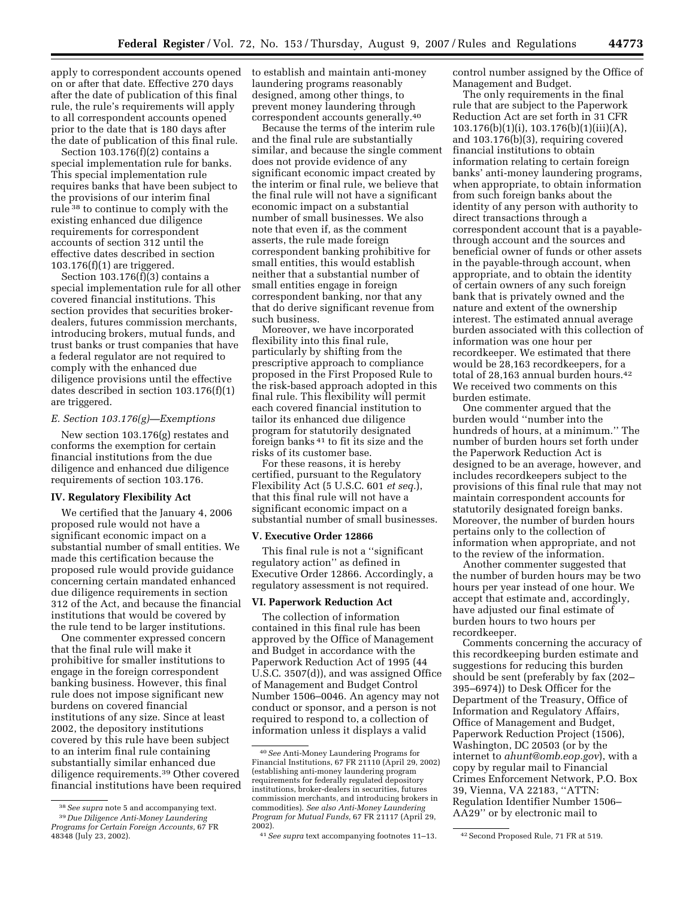apply to correspondent accounts opened on or after that date. Effective 270 days after the date of publication of this final rule, the rule's requirements will apply to all correspondent accounts opened prior to the date that is 180 days after the date of publication of this final rule.

Section 103.176(f)(2) contains a special implementation rule for banks. This special implementation rule requires banks that have been subject to the provisions of our interim final rule [38] to continue to comply with the existing enhanced due diligence requirements for correspondent accounts of section 312 until the effective dates described in section 103.176(f)(1) are triggered.

Section 103.176(f)(3) contains a special implementation rule for all other covered financial institutions. This section provides that securities broker-dealers, futures commission merchants, introducing brokers, mutual funds, and trust banks or trust companies that have a federal regulator are not required to comply with the enhanced due diligence provisions until the effective dates described in section 103.176(f)(1) are triggered.

*E. Section 103.176(g)—Exemptions*

New section 103.176(g) restates and conforms the exemption for certain financial institutions from the due diligence and enhanced due diligence requirements of section 103.176.

## IV. Regulatory Flexibility Act

We certified that the January 4, 2006 proposed rule would not have a significant economic impact on a substantial number of small entities. We made this certification because the proposed rule would provide guidance concerning certain mandated enhanced due diligence requirements in section 312 of the Act, and because the financial institutions that would be covered by the rule tend to be larger institutions.

One commenter expressed concern that the final rule will make it prohibitive for smaller institutions to engage in the foreign correspondent banking business. However, this final rule does not impose significant new burdens on covered financial institutions of any size. Since at least 2002, the depository institutions covered by this rule have been subject to an interim final rule containing substantially similar enhanced due diligence requirements.[39] Other covered financial institutions have been required to establish and maintain anti-money laundering programs reasonably designed, among other things, to prevent money laundering through correspondent accounts generally.[40]

Because the terms of the interim rule and the final rule are substantially similar, and because the single comment does not provide evidence of any significant economic impact created by the interim or final rule, we believe that the final rule will not have a significant economic impact on a substantial number of small businesses. We also note that even if, as the comment asserts, the rule made foreign correspondent banking prohibitive for small entities, this would establish neither that a substantial number of small entities engage in foreign correspondent banking, nor that any that do derive significant revenue from such business.

Moreover, we have incorporated flexibility into this final rule, particularly by shifting from the prescriptive approach to compliance proposed in the First Proposed Rule to the risk-based approach adopted in this final rule. This flexibility will permit each covered financial institution to tailor its enhanced due diligence program for statutorily designated foreign banks [41] to fit its size and the risks of its customer base.

For these reasons, it is hereby certified, pursuant to the Regulatory Flexibility Act (5 U.S.C. 601 *et seq.*), that this final rule will not have a significant economic impact on a substantial number of small businesses.

## V. Executive Order 12866

This final rule is not a "significant regulatory action" as defined in Executive Order 12866. Accordingly, a regulatory assessment is not required.

## VI. Paperwork Reduction Act

The collection of information contained in this final rule has been approved by the Office of Management and Budget in accordance with the Paperwork Reduction Act of 1995 (44 U.S.C. 3507(d)), and was assigned Office of Management and Budget Control Number 1506–0046. An agency may not conduct or sponsor, and a person is not required to respond to, a collection of information unless it displays a valid control number assigned by the Office of Management and Budget.

The only requirements in the final rule that are subject to the Paperwork Reduction Act are set forth in 31 CFR 103.176(b)(1)(i), 103.176(b)(1)(iii)(A), and 103.176(b)(3), requiring covered financial institutions to obtain information relating to certain foreign banks' anti-money laundering programs, when appropriate, to obtain information from such foreign banks about the identity of any person with authority to direct transactions through a correspondent account that is a payable-through account and the sources and beneficial owner of funds or other assets in the payable-through account, when appropriate, and to obtain the identity of certain owners of any such foreign bank that is privately owned and the nature and extent of the ownership interest. The estimated annual average burden associated with this collection of information was one hour per recordkeeper. We estimated that there would be 28,163 recordkeepers, for a total of 28,163 annual burden hours.[42] We received two comments on this burden estimate.

One commenter argued that the burden would "number into the hundreds of hours, at a minimum." The number of burden hours set forth under the Paperwork Reduction Act is designed to be an average, however, and includes recordkeepers subject to the provisions of this final rule that may not maintain correspondent accounts for statutorily designated foreign banks. Moreover, the number of burden hours pertains only to the collection of information when appropriate, and not to the review of the information.

Another commenter suggested that the number of burden hours may be two hours per year instead of one hour. We accept that estimate and, accordingly, have adjusted our final estimate of burden hours to two hours per recordkeeper.

Comments concerning the accuracy of this recordkeeping burden estimate and suggestions for reducing this burden should be sent (preferably by fax (202–395–6974)) to Desk Officer for the Department of the Treasury, Office of Information and Regulatory Affairs, Office of Management and Budget, Paperwork Reduction Project (1506), Washington, DC 20503 (or by the internet to *ahunt@omb.eop.gov*), with a copy by regular mail to Financial Crimes Enforcement Network, P.O. Box 39, Vienna, VA 22183, "ATTN: Regulation Identifier Number 1506–AA29" or by electronic mail to

---

[38] *See supra* note 5 and accompanying text.

[39] *Due Diligence Anti-Money Laundering Programs for Certain Foreign Accounts,* 67 FR 48348 (July 23, 2002).

[40] *See* Anti-Money Laundering Programs for Financial Institutions, 67 FR 21110 (April 29, 2002) (establishing anti-money laundering program requirements for federally regulated depository institutions, broker-dealers in securities, futures commission merchants, and introducing brokers in commodities). *See also Anti-Money Laundering Program for Mutual Funds,* 67 FR 21117 (April 29, 2002).

[41] *See supra* text accompanying footnotes 11–13.

[42] Second Proposed Rule, 71 FR at 519.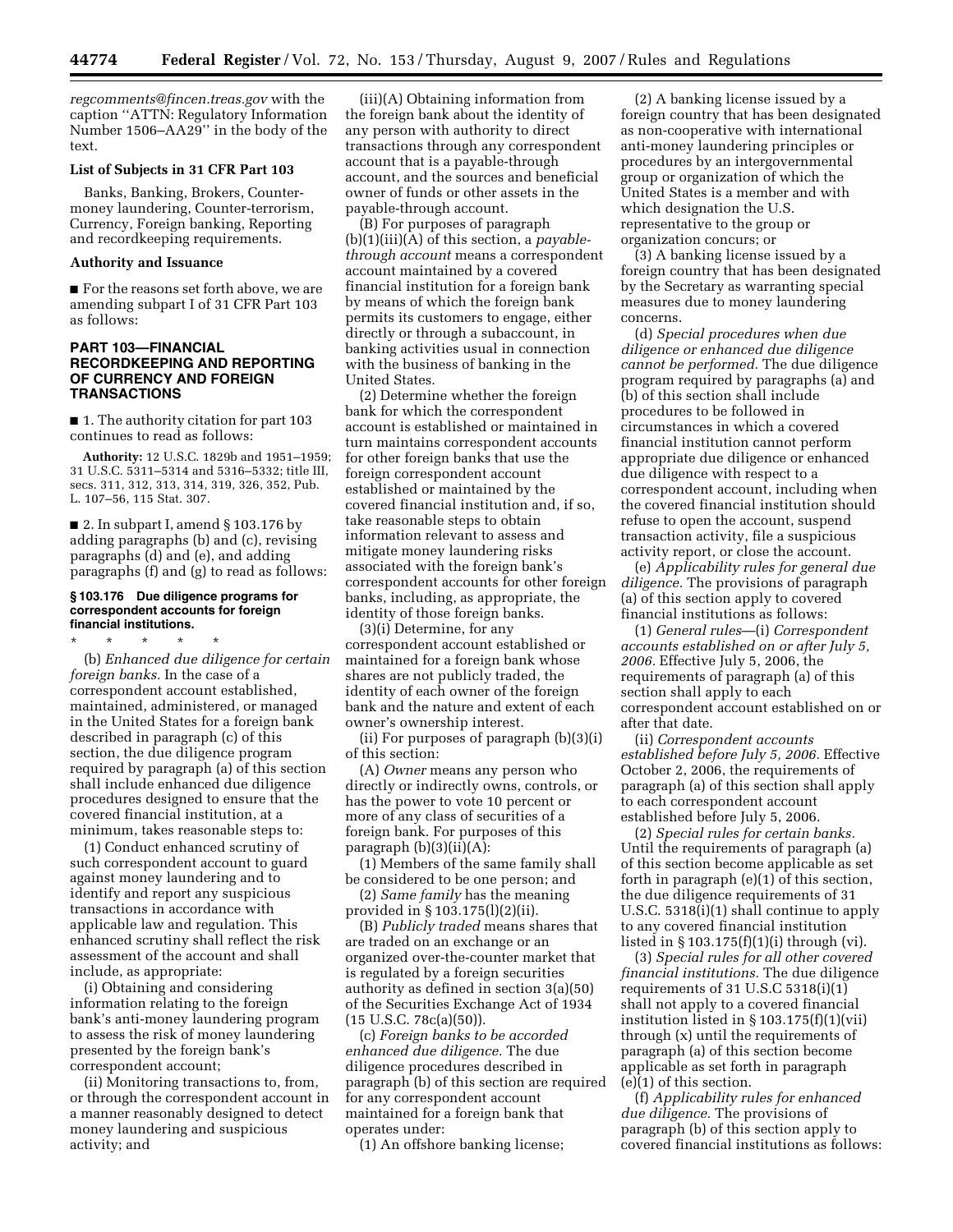*regcomments@fincen.treas.gov* with the caption ''ATTN: Regulatory Information Number 1506–AA29'' in the body of the text.

### List of Subjects in 31 CFR Part 103

Banks, Banking, Brokers, Counter-money laundering, Counter-terrorism, Currency, Foreign banking, Reporting and recordkeeping requirements.

### Authority and Issuance

■ For the reasons set forth above, we are amending subpart I of 31 CFR Part 103 as follows:

## PART 103—FINANCIAL RECORDKEEPING AND REPORTING OF CURRENCY AND FOREIGN TRANSACTIONS

■ 1. The authority citation for part 103 continues to read as follows:

**Authority:** 12 U.S.C. 1829b and 1951–1959; 31 U.S.C. 5311–5314 and 5316–5332; title III, secs. 311, 312, 313, 314, 319, 326, 352, Pub. L. 107–56, 115 Stat. 307.

■ 2. In subpart I, amend § 103.176 by adding paragraphs (b) and (c), revising paragraphs (d) and (e), and adding paragraphs (f) and (g) to read as follows:

### § 103.176 Due diligence programs for correspondent accounts for foreign financial institutions.

\* \* \* \* \*

(b) *Enhanced due diligence for certain foreign banks.* In the case of a correspondent account established, maintained, administered, or managed in the United States for a foreign bank described in paragraph (c) of this section, the due diligence program required by paragraph (a) of this section shall include enhanced due diligence procedures designed to ensure that the covered financial institution, at a minimum, takes reasonable steps to:

(1) Conduct enhanced scrutiny of such correspondent account to guard against money laundering and to identify and report any suspicious transactions in accordance with applicable law and regulation. This enhanced scrutiny shall reflect the risk assessment of the account and shall include, as appropriate:

(i) Obtaining and considering information relating to the foreign bank's anti-money laundering program to assess the risk of money laundering presented by the foreign bank's correspondent account;

(ii) Monitoring transactions to, from, or through the correspondent account in a manner reasonably designed to detect money laundering and suspicious activity; and

(iii)(A) Obtaining information from the foreign bank about the identity of any person with authority to direct transactions through any correspondent account that is a payable-through account, and the sources and beneficial owner of funds or other assets in the payable-through account.

(B) For purposes of paragraph (b)(1)(iii)(A) of this section, a *payable-through account* means a correspondent account maintained by a covered financial institution for a foreign bank by means of which the foreign bank permits its customers to engage, either directly or through a subaccount, in banking activities usual in connection with the business of banking in the United States.

(2) Determine whether the foreign bank for which the correspondent account is established or maintained in turn maintains correspondent accounts for other foreign banks that use the foreign correspondent account established or maintained by the covered financial institution and, if so, take reasonable steps to obtain information relevant to assess and mitigate money laundering risks associated with the foreign bank's correspondent accounts for other foreign banks, including, as appropriate, the identity of those foreign banks.

(3)(i) Determine, for any correspondent account established or maintained for a foreign bank whose shares are not publicly traded, the identity of each owner of the foreign bank and the nature and extent of each owner's ownership interest.

(ii) For purposes of paragraph (b)(3)(i) of this section:

(A) *Owner* means any person who directly or indirectly owns, controls, or has the power to vote 10 percent or more of any class of securities of a foreign bank. For purposes of this paragraph (b)(3)(ii)(A):

(*1*) Members of the same family shall be considered to be one person; and

(*2*) *Same family* has the meaning provided in § 103.175(l)(2)(ii).

(B) *Publicly traded* means shares that are traded on an exchange or an organized over-the-counter market that is regulated by a foreign securities authority as defined in section 3(a)(50) of the Securities Exchange Act of 1934 (15 U.S.C. 78c(a)(50)).

(c) *Foreign banks to be accorded enhanced due diligence.* The due diligence procedures described in paragraph (b) of this section are required for any correspondent account maintained for a foreign bank that operates under:

(1) An offshore banking license;

(2) A banking license issued by a foreign country that has been designated as non-cooperative with international anti-money laundering principles or procedures by an intergovernmental group or organization of which the United States is a member and with which designation the U.S. representative to the group or organization concurs; or

(3) A banking license issued by a foreign country that has been designated by the Secretary as warranting special measures due to money laundering concerns.

(d) *Special procedures when due diligence or enhanced due diligence cannot be performed.* The due diligence program required by paragraphs (a) and (b) of this section shall include procedures to be followed in circumstances in which a covered financial institution cannot perform appropriate due diligence or enhanced due diligence with respect to a correspondent account, including when the covered financial institution should refuse to open the account, suspend transaction activity, file a suspicious activity report, or close the account.

(e) *Applicability rules for general due diligence.* The provisions of paragraph (a) of this section apply to covered financial institutions as follows:

(1) *General rules*—(i) *Correspondent accounts established on or after July 5, 2006.* Effective July 5, 2006, the requirements of paragraph (a) of this section shall apply to each correspondent account established on or after that date.

(ii) *Correspondent accounts established before July 5, 2006.* Effective October 2, 2006, the requirements of paragraph (a) of this section shall apply to each correspondent account established before July 5, 2006.

(2) *Special rules for certain banks.* Until the requirements of paragraph (a) of this section become applicable as set forth in paragraph (e)(1) of this section, the due diligence requirements of 31 U.S.C. 5318(i)(1) shall continue to apply to any covered financial institution listed in § 103.175(f)(1)(i) through (vi).

(3) *Special rules for all other covered financial institutions.* The due diligence requirements of 31 U.S.C 5318(i)(1) shall not apply to a covered financial institution listed in § 103.175(f)(1)(vii) through (x) until the requirements of paragraph (a) of this section become applicable as set forth in paragraph (e)(1) of this section.

(f) *Applicability rules for enhanced due diligence.* The provisions of paragraph (b) of this section apply to covered financial institutions as follows: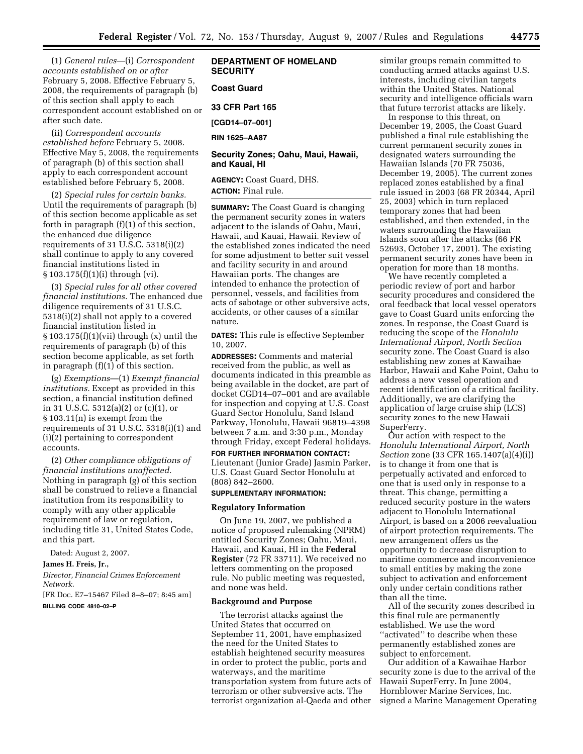(1) *General rules*—(i) *Correspondent accounts established on or after* February 5, 2008. Effective February 5, 2008, the requirements of paragraph (b) of this section shall apply to each correspondent account established on or after such date.

(ii) *Correspondent accounts established before* February 5, 2008. Effective May 5, 2008, the requirements of paragraph (b) of this section shall apply to each correspondent account established before February 5, 2008.

(2) *Special rules for certain banks.* Until the requirements of paragraph (b) of this section become applicable as set forth in paragraph (f)(1) of this section, the enhanced due diligence requirements of 31 U.S.C. 5318(i)(2) shall continue to apply to any covered financial institutions listed in § 103.175(f)(1)(i) through (vi).

(3) *Special rules for all other covered financial institutions.* The enhanced due diligence requirements of 31 U.S.C. 5318(i)(2) shall not apply to a covered financial institution listed in § 103.175(f)(1)(vii) through (x) until the requirements of paragraph (b) of this section become applicable, as set forth in paragraph (f)(1) of this section.

(g) *Exemptions*—(1) *Exempt financial institutions.* Except as provided in this section, a financial institution defined in 31 U.S.C. 5312(a)(2) or (c)(1), or § 103.11(n) is exempt from the requirements of 31 U.S.C. 5318(i)(1) and (i)(2) pertaining to correspondent accounts.

(2) *Other compliance obligations of financial institutions unaffected.* Nothing in paragraph (g) of this section shall be construed to relieve a financial institution from its responsibility to comply with any other applicable requirement of law or regulation, including title 31, United States Code, and this part.

Dated: August 2, 2007.

**James H. Freis, Jr.,**

*Director, Financial Crimes Enforcement Network.*

[FR Doc. E7–15467 Filed 8–8–07; 8:45 am]

**BILLING CODE 4810–02–P**

**DEPARTMENT OF HOMELAND SECURITY**

**Coast Guard**

**33 CFR Part 165**

**[CGD14–07–001]**

**RIN 1625–AA87**

## Security Zones; Oahu, Maui, Hawaii, and Kauai, HI

**AGENCY:** Coast Guard, DHS.

**ACTION:** Final rule.

**SUMMARY:** The Coast Guard is changing the permanent security zones in waters adjacent to the islands of Oahu, Maui, Hawaii, and Kauai, Hawaii. Review of the established zones indicated the need for some adjustment to better suit vessel and facility security in and around Hawaiian ports. The changes are intended to enhance the protection of personnel, vessels, and facilities from acts of sabotage or other subversive acts, accidents, or other causes of a similar nature.

**DATES:** This rule is effective September 10, 2007.

**ADDRESSES:** Comments and material received from the public, as well as documents indicated in this preamble as being available in the docket, are part of docket CGD14–07–001 and are available for inspection and copying at U.S. Coast Guard Sector Honolulu, Sand Island Parkway, Honolulu, Hawaii 96819–4398 between 7 a.m. and 3:30 p.m., Monday through Friday, except Federal holidays.

**FOR FURTHER INFORMATION CONTACT:** Lieutenant (Junior Grade) Jasmin Parker, U.S. Coast Guard Sector Honolulu at (808) 842–2600.

**SUPPLEMENTARY INFORMATION:**

### Regulatory Information

On June 19, 2007, we published a notice of proposed rulemaking (NPRM) entitled Security Zones; Oahu, Maui, Hawaii, and Kauai, HI in the **Federal Register** (72 FR 33711). We received no letters commenting on the proposed rule. No public meeting was requested, and none was held.

### Background and Purpose

The terrorist attacks against the United States that occurred on September 11, 2001, have emphasized the need for the United States to establish heightened security measures in order to protect the public, ports and waterways, and the maritime transportation system from future acts of terrorism or other subversive acts. The terrorist organization al-Qaeda and other similar groups remain committed to conducting armed attacks against U.S. interests, including civilian targets within the United States. National security and intelligence officials warn that future terrorist attacks are likely.

In response to this threat, on December 19, 2005, the Coast Guard published a final rule establishing the current permanent security zones in designated waters surrounding the Hawaiian Islands (70 FR 75036, December 19, 2005). The current zones replaced zones established by a final rule issued in 2003 (68 FR 20344, April 25, 2003) which in turn replaced temporary zones that had been established, and then extended, in the waters surrounding the Hawaiian Islands soon after the attacks (66 FR 52693, October 17, 2001). The existing permanent security zones have been in operation for more than 18 months.

We have recently completed a periodic review of port and harbor security procedures and considered the oral feedback that local vessel operators gave to Coast Guard units enforcing the zones. In response, the Coast Guard is reducing the scope of the *Honolulu International Airport, North Section* security zone. The Coast Guard is also establishing new zones at Kawaihae Harbor, Hawaii and Kahe Point, Oahu to address a new vessel operation and recent identification of a critical facility. Additionally, we are clarifying the application of large cruise ship (LCS) security zones to the new Hawaii SuperFerry.

Our action with respect to the *Honolulu International Airport, North Section* zone (33 CFR 165.1407(a)(4)(i)) is to change it from one that is perpetually activated and enforced to one that is used only in response to a threat. This change, permitting a reduced security posture in the waters adjacent to Honolulu International Airport, is based on a 2006 reevaluation of airport protection requirements. The new arrangement offers us the opportunity to decrease disruption to maritime commerce and inconvenience to small entities by making the zone subject to activation and enforcement only under certain conditions rather than all the time.

All of the security zones described in this final rule are permanently established. We use the word ''activated'' to describe when these permanently established zones are subject to enforcement.

Our addition of a Kawaihae Harbor security zone is due to the arrival of the Hawaii SuperFerry. In June 2004, Hornblower Marine Services, Inc. signed a Marine Management Operating